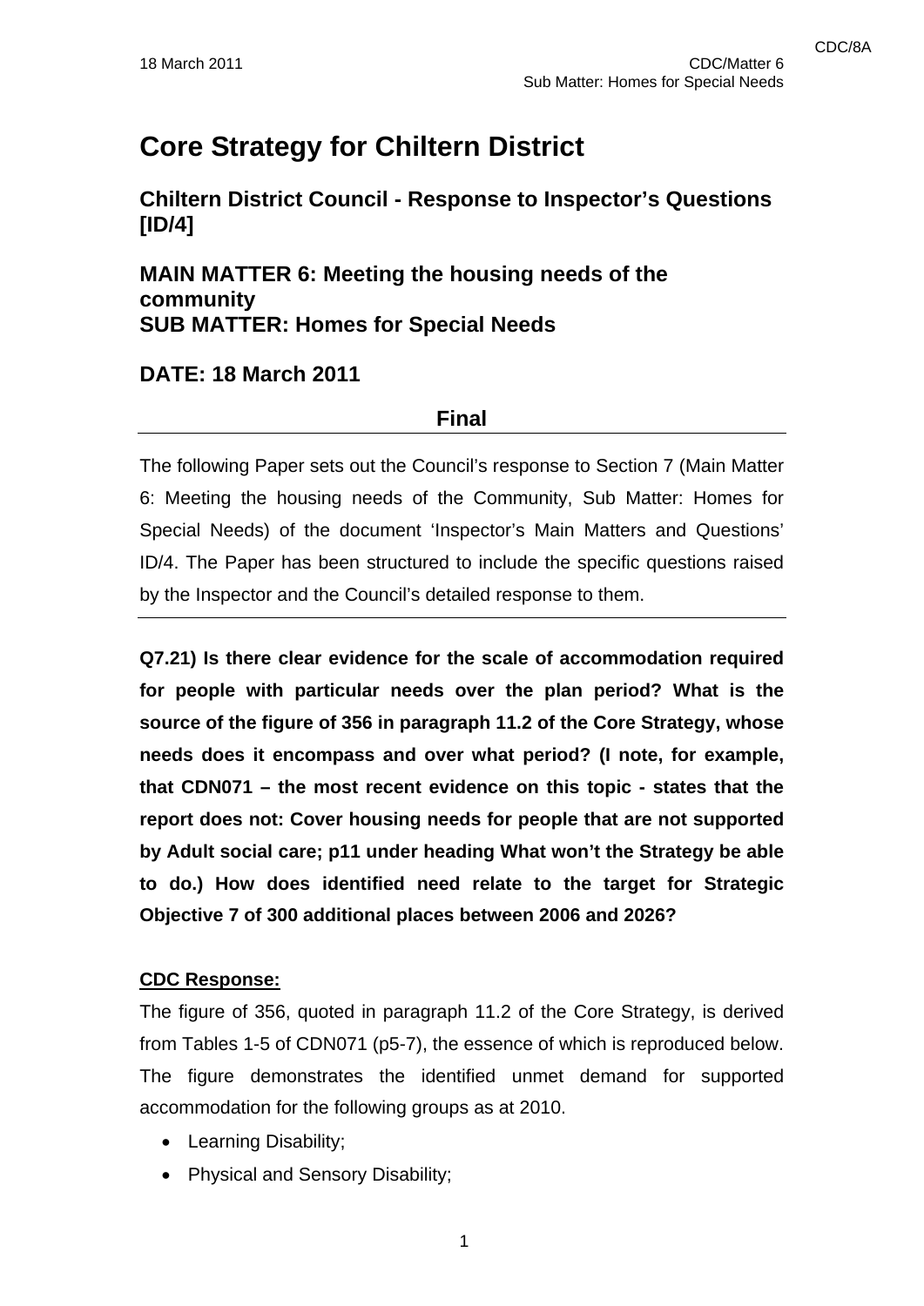# Core Strategy for Chiltern District

## Chiltern District Council - Response to Inspector's Questions [ID/4]

## MAIN MATTER 6: Meeting the housing needs of the community
## SUB MATTER: Homes for Special Needs

## DATE: 18 March 2011

**Final**

---

The following Paper sets out the Council's response to Section 7 (Main Matter 6: Meeting the housing needs of the Community, Sub Matter: Homes for Special Needs) of the document 'Inspector's Main Matters and Questions' ID/4. The Paper has been structured to include the specific questions raised by the Inspector and the Council's detailed response to them.

---

**Q7.21) Is there clear evidence for the scale of accommodation required for people with particular needs over the plan period? What is the source of the figure of 356 in paragraph 11.2 of the Core Strategy, whose needs does it encompass and over what period? (I note, for example, that CDN071 – the most recent evidence on this topic - states that the report does not: Cover housing needs for people that are not supported by Adult social care; p11 under heading What won't the Strategy be able to do.) How does identified need relate to the target for Strategic Objective 7 of 300 additional places between 2006 and 2026?**

**CDC Response:**

The figure of 356, quoted in paragraph 11.2 of the Core Strategy, is derived from Tables 1-5 of CDN071 (p5-7), the essence of which is reproduced below. The figure demonstrates the identified unmet demand for supported accommodation for the following groups as at 2010.

- Learning Disability;
- Physical and Sensory Disability;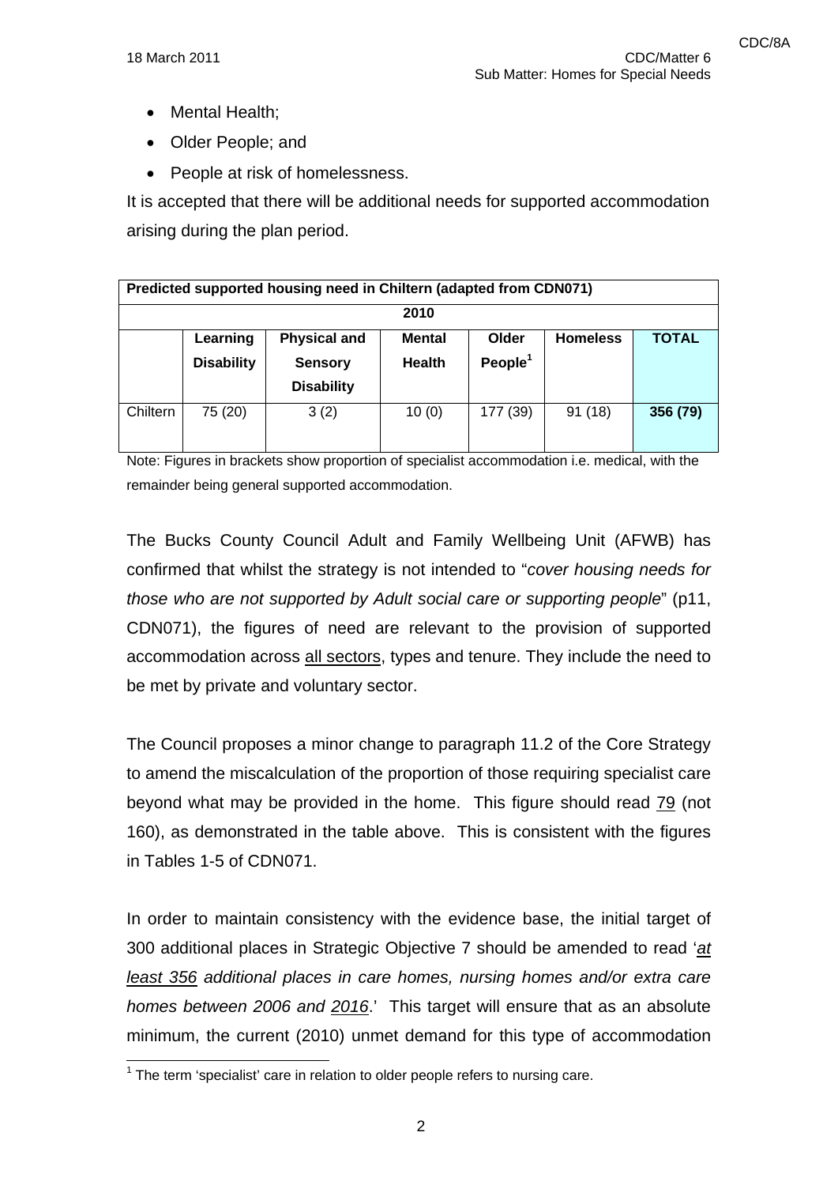- Mental Health;
- Older People; and
- People at risk of homelessness.

It is accepted that there will be additional needs for supported accommodation arising during the plan period.

| Predicted supported housing need in Chiltern (adapted from CDN071) | | | | | | |
|---|---|---|---|---|---|---|
| 2010 | | | | | | |
| | Learning Disability | Physical and Sensory Disability | Mental Health | Older People[1] | Homeless | TOTAL |
| Chiltern | 75 (20) | 3 (2) | 10 (0) | 177 (39) | 91 (18) | **356 (79)** |

Note: Figures in brackets show proportion of specialist accommodation i.e. medical, with the remainder being general supported accommodation.

The Bucks County Council Adult and Family Wellbeing Unit (AFWB) has confirmed that whilst the strategy is not intended to "*cover housing needs for those who are not supported by Adult social care or supporting people*" (p11, CDN071), the figures of need are relevant to the provision of supported accommodation across all sectors, types and tenure. They include the need to be met by private and voluntary sector.

The Council proposes a minor change to paragraph 11.2 of the Core Strategy to amend the miscalculation of the proportion of those requiring specialist care beyond what may be provided in the home. This figure should read 79 (not 160), as demonstrated in the table above. This is consistent with the figures in Tables 1-5 of CDN071.

In order to maintain consistency with the evidence base, the initial target of 300 additional places in Strategic Objective 7 should be amended to read '*at least 356 additional places in care homes, nursing homes and/or extra care homes between 2006 and 2016*.' This target will ensure that as an absolute minimum, the current (2010) unmet demand for this type of accommodation

[1] The term 'specialist' care in relation to older people refers to nursing care.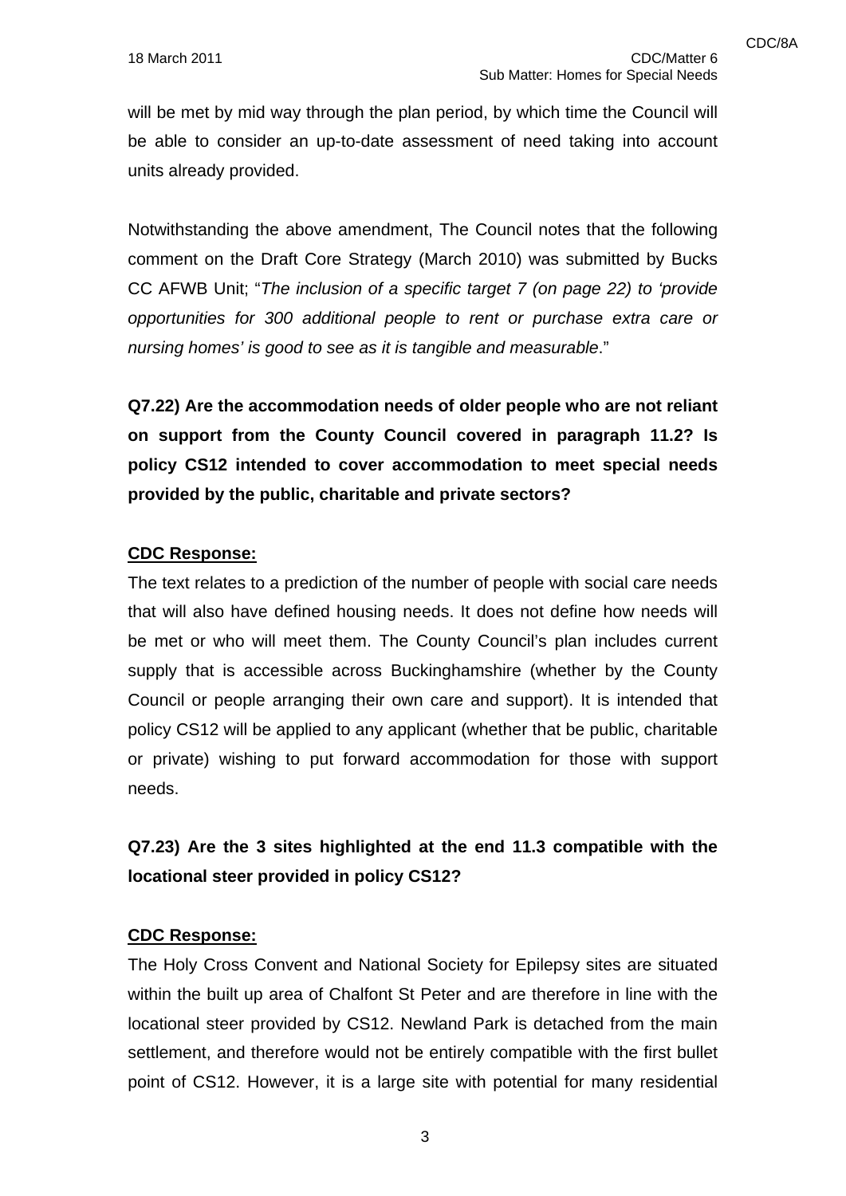will be met by mid way through the plan period, by which time the Council will be able to consider an up-to-date assessment of need taking into account units already provided.

Notwithstanding the above amendment, The Council notes that the following comment on the Draft Core Strategy (March 2010) was submitted by Bucks CC AFWB Unit; "*The inclusion of a specific target 7 (on page 22) to 'provide opportunities for 300 additional people to rent or purchase extra care or nursing homes' is good to see as it is tangible and measurable*."

**Q7.22) Are the accommodation needs of older people who are not reliant on support from the County Council covered in paragraph 11.2? Is policy CS12 intended to cover accommodation to meet special needs provided by the public, charitable and private sectors?**

**CDC Response:**

The text relates to a prediction of the number of people with social care needs that will also have defined housing needs. It does not define how needs will be met or who will meet them. The County Council's plan includes current supply that is accessible across Buckinghamshire (whether by the County Council or people arranging their own care and support). It is intended that policy CS12 will be applied to any applicant (whether that be public, charitable or private) wishing to put forward accommodation for those with support needs.

**Q7.23) Are the 3 sites highlighted at the end 11.3 compatible with the locational steer provided in policy CS12?**

**CDC Response:**

The Holy Cross Convent and National Society for Epilepsy sites are situated within the built up area of Chalfont St Peter and are therefore in line with the locational steer provided by CS12. Newland Park is detached from the main settlement, and therefore would not be entirely compatible with the first bullet point of CS12. However, it is a large site with potential for many residential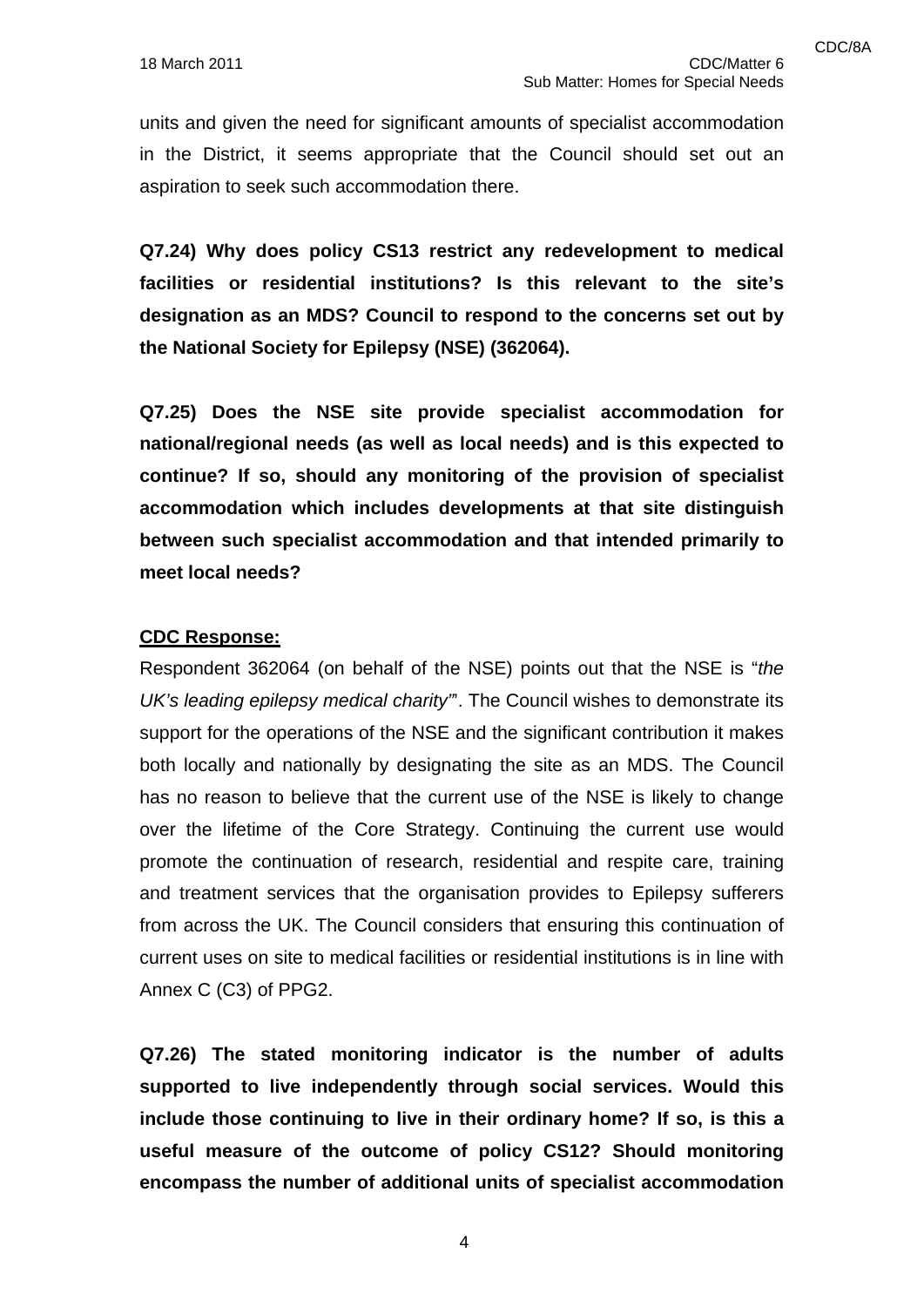units and given the need for significant amounts of specialist accommodation in the District, it seems appropriate that the Council should set out an aspiration to seek such accommodation there.

**Q7.24) Why does policy CS13 restrict any redevelopment to medical facilities or residential institutions? Is this relevant to the site's designation as an MDS? Council to respond to the concerns set out by the National Society for Epilepsy (NSE) (362064).**

**Q7.25) Does the NSE site provide specialist accommodation for national/regional needs (as well as local needs) and is this expected to continue? If so, should any monitoring of the provision of specialist accommodation which includes developments at that site distinguish between such specialist accommodation and that intended primarily to meet local needs?**

**CDC Response:**

Respondent 362064 (on behalf of the NSE) points out that the NSE is "*the UK's leading epilepsy medical charity'*". The Council wishes to demonstrate its support for the operations of the NSE and the significant contribution it makes both locally and nationally by designating the site as an MDS. The Council has no reason to believe that the current use of the NSE is likely to change over the lifetime of the Core Strategy. Continuing the current use would promote the continuation of research, residential and respite care, training and treatment services that the organisation provides to Epilepsy sufferers from across the UK. The Council considers that ensuring this continuation of current uses on site to medical facilities or residential institutions is in line with Annex C (C3) of PPG2.

**Q7.26) The stated monitoring indicator is the number of adults supported to live independently through social services. Would this include those continuing to live in their ordinary home? If so, is this a useful measure of the outcome of policy CS12? Should monitoring encompass the number of additional units of specialist accommodation**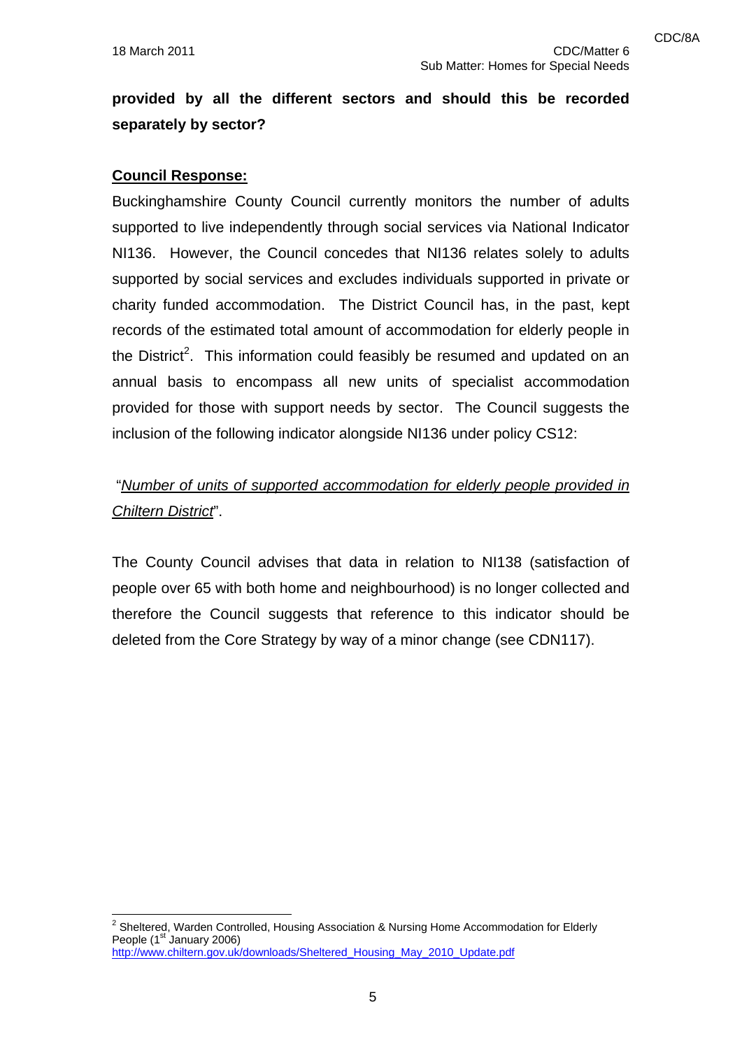**provided by all the different sectors and should this be recorded separately by sector?**

**Council Response:**

Buckinghamshire County Council currently monitors the number of adults supported to live independently through social services via National Indicator NI136. However, the Council concedes that NI136 relates solely to adults supported by social services and excludes individuals supported in private or charity funded accommodation. The District Council has, in the past, kept records of the estimated total amount of accommodation for elderly people in the District[2]. This information could feasibly be resumed and updated on an annual basis to encompass all new units of specialist accommodation provided for those with support needs by sector. The Council suggests the inclusion of the following indicator alongside NI136 under policy CS12:

"*Number of units of supported accommodation for elderly people provided in Chiltern District*".

The County Council advises that data in relation to NI138 (satisfaction of people over 65 with both home and neighbourhood) is no longer collected and therefore the Council suggests that reference to this indicator should be deleted from the Core Strategy by way of a minor change (see CDN117).

---

[2] Sheltered, Warden Controlled, Housing Association & Nursing Home Accommodation for Elderly People (1st January 2006) http://www.chiltern.gov.uk/downloads/Sheltered_Housing_May_2010_Update.pdf